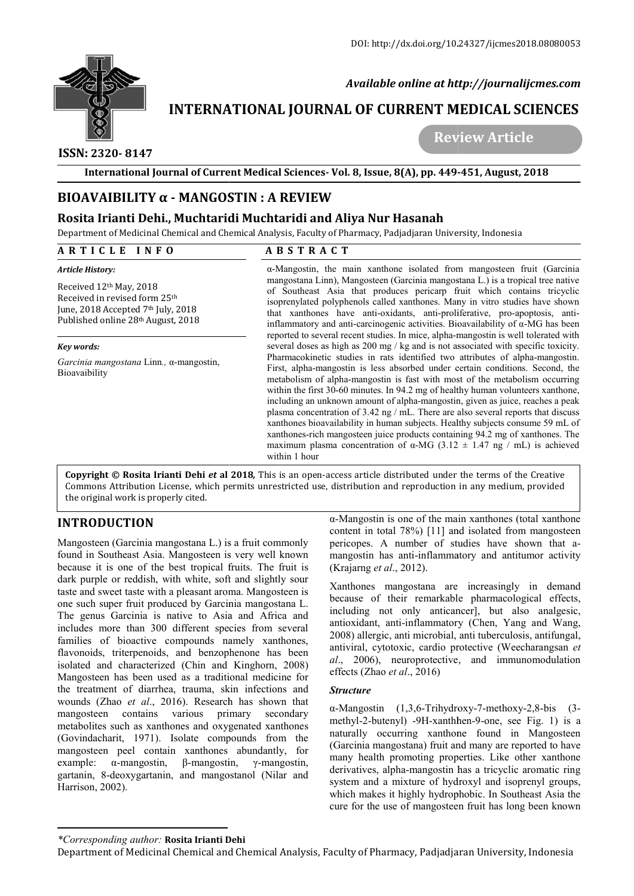# BIOAVAIBILITY α - MANGOSTIN : A REVIEW

**Rosita Irianti Dehi., Muchtaridi Muchtaridi and Aliya Nur Hasanah**

Department of Medicinal Chemical and Chemical Analysis, Faculty of Pharmacy, Padjadjaran University, Indonesia

## ARTICLE INFO

*Article History:*

Received 12th May, 2018
Received in revised form 25th June, 2018 Accepted 7th July, 2018
Published online 28th August, 2018

*Key words:*

*Garcinia mangostana* Linn*.,* α-mangostin, Bioavaibility

## ABSTRACT

α-Mangostin, the main xanthone isolated from mangosteen fruit (Garcinia mangostana Linn), Mangosteen (Garcinia mangostana L.) is a tropical tree native of Southeast Asia that produces pericarp fruit which contains tricyclic isoprenylated polyphenols called xanthones. Many in vitro studies have shown that xanthones have anti-oxidants, anti-proliferative, pro-apoptosis, anti-inflammatory and anti-carcinogenic activities. Bioavailability of α-MG has been reported to several recent studies. In mice, alpha-mangostin is well tolerated with several doses as high as 200 mg / kg and is not associated with specific toxicity. Pharmacokinetic studies in rats identified two attributes of alpha-mangostin. First, alpha-mangostin is less absorbed under certain conditions. Second, the metabolism of alpha-mangostin is fast with most of the metabolism occurring within the first 30-60 minutes. In 94.2 mg of healthy human volunteers xanthone, including an unknown amount of alpha-mangostin, given as juice, reaches a peak plasma concentration of 3.42 ng / mL. There are also several reports that discuss xanthones bioavailability in human subjects. Healthy subjects consume 59 mL of xanthones-rich mangosteen juice products containing 94.2 mg of xanthones. The maximum plasma concentration of α-MG (3.12 ± 1.47 ng / mL) is achieved within 1 hour

**Copyright © Rosita Irianti Dehi *et* al 2018,** This is an open-access article distributed under the terms of the Creative Commons Attribution License, which permits unrestricted use, distribution and reproduction in any medium, provided the original work is properly cited.

## INTRODUCTION

Mangosteen (Garcinia mangostana L.) is a fruit commonly found in Southeast Asia. Mangosteen is very well known because it is one of the best tropical fruits. The fruit is dark purple or reddish, with white, soft and slightly sour taste and sweet taste with a pleasant aroma. Mangosteen is one such super fruit produced by Garcinia mangostana L. The genus Garcinia is native to Asia and Africa and includes more than 300 different species from several families of bioactive compounds namely xanthones, flavonoids, triterpenoids, and benzophenone has been isolated and characterized (Chin and Kinghorn, 2008) Mangosteen has been used as a traditional medicine for the treatment of diarrhea, trauma, skin infections and wounds (Zhao *et al*., 2016). Research has shown that mangosteen contains various primary secondary metabolites such as xanthones and oxygenated xanthones (Govindacharit, 1971). Isolate compounds from the mangosteen peel contain xanthones abundantly, for example: α-mangostin, β-mangostin, γ-mangostin, gartanin, 8-deoxygartanin, and mangostanol (Nilar and Harrison, 2002).

α-Mangostin is one of the main xanthones (total xanthone content in total 78%) [11] and isolated from mangosteen pericopes. A number of studies have shown that a-mangostin has anti-inflammatory and antitumor activity (Krajarng *et al*., 2012).

Xanthones mangostana are increasingly in demand because of their remarkable pharmacological effects, including not only anticancer], but also analgesic, antioxidant, anti-inflammatory (Chen, Yang and Wang, 2008) allergic, anti microbial, anti tuberculosis, antifungal, antiviral, cytotoxic, cardio protective (Weecharangsan *et al*., 2006), neuroprotective, and immunomodulation effects (Zhao *et al*., 2016)

### *Structure*

α-Mangostin (1,3,6-Trihydroxy-7-methoxy-2,8-bis (3-methyl-2-butenyl) -9H-xanthhen-9-one, see Fig. 1) is a naturally occurring xanthone found in Mangosteen (Garcinia mangostana) fruit and many are reported to have many health promoting properties. Like other xanthone derivatives, alpha-mangostin has a tricyclic aromatic ring system and a mixture of hydroxyl and isoprenyl groups, which makes it highly hydrophobic. In Southeast Asia the cure for the use of mangosteen fruit has long been known

---

**\*Corresponding author: Rosita Irianti Dehi**
Department of Medicinal Chemical and Chemical Analysis, Faculty of Pharmacy, Padjadjaran University, Indonesia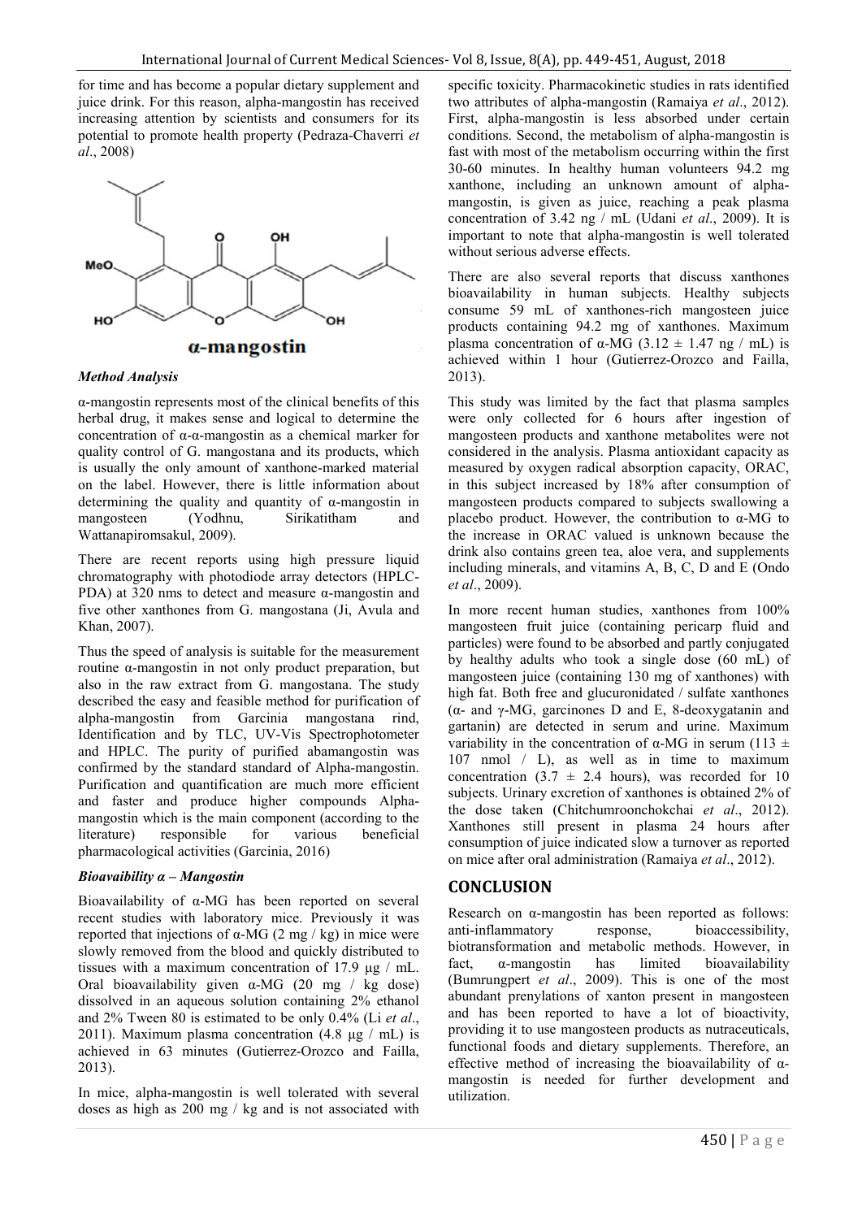for time and has become a popular dietary supplement and juice drink. For this reason, alpha-mangostin has received increasing attention by scientists and consumers for its potential to promote health property (Pedraza-Chaverri *et al*., 2008)

α-mangostin

### *Method Analysis*

α-mangostin represents most of the clinical benefits of this herbal drug, it makes sense and logical to determine the concentration of α-α-mangostin as a chemical marker for quality control of G. mangostana and its products, which is usually the only amount of xanthone-marked material on the label. However, there is little information about determining the quality and quantity of α-mangostin in mangosteen (Yodhnu, Sirikatitham and Wattanapiromsakul, 2009).

There are recent reports using high pressure liquid chromatography with photodiode array detectors (HPLC-PDA) at 320 nms to detect and measure α-mangostin and five other xanthones from G. mangostana (Ji, Avula and Khan, 2007).

Thus the speed of analysis is suitable for the measurement routine α-mangostin in not only product preparation, but also in the raw extract from G. mangostana. The study described the easy and feasible method for purification of alpha-mangostin from Garcinia mangostana rind, Identification and by TLC, UV-Vis Spectrophotometer and HPLC. The purity of purified abamangostin was confirmed by the standard standard of Alpha-mangostin. Purification and quantification are much more efficient and faster and produce higher compounds Alpha-mangostin which is the main component (according to the literature) responsible for various beneficial pharmacological activities (Garcinia, 2016)

### *Bioavaibility α – Mangostin*

Bioavailability of α-MG has been reported on several recent studies with laboratory mice. Previously it was reported that injections of α-MG (2 mg / kg) in mice were slowly removed from the blood and quickly distributed to tissues with a maximum concentration of 17.9 μg / mL. Oral bioavailability given α-MG (20 mg / kg dose) dissolved in an aqueous solution containing 2% ethanol and 2% Tween 80 is estimated to be only 0.4% (Li *et al*., 2011). Maximum plasma concentration (4.8 μg / mL) is achieved in 63 minutes (Gutierrez-Orozco and Failla, 2013).

In mice, alpha-mangostin is well tolerated with several doses as high as 200 mg / kg and is not associated with specific toxicity. Pharmacokinetic studies in rats identified two attributes of alpha-mangostin (Ramaiya *et al*., 2012). First, alpha-mangostin is less absorbed under certain conditions. Second, the metabolism of alpha-mangostin is fast with most of the metabolism occurring within the first 30-60 minutes. In healthy human volunteers 94.2 mg xanthone, including an unknown amount of alpha-mangostin, is given as juice, reaching a peak plasma concentration of 3.42 ng / mL (Udani *et al*., 2009). It is important to note that alpha-mangostin is well tolerated without serious adverse effects.

There are also several reports that discuss xanthones bioavailability in human subjects. Healthy subjects consume 59 mL of xanthones-rich mangosteen juice products containing 94.2 mg of xanthones. Maximum plasma concentration of α-MG (3.12 ± 1.47 ng / mL) is achieved within 1 hour (Gutierrez-Orozco and Failla, 2013).

This study was limited by the fact that plasma samples were only collected for 6 hours after ingestion of mangosteen products and xanthone metabolites were not considered in the analysis. Plasma antioxidant capacity as measured by oxygen radical absorption capacity, ORAC, in this subject increased by 18% after consumption of mangosteen products compared to subjects swallowing a placebo product. However, the contribution to α-MG to the increase in ORAC valued is unknown because the drink also contains green tea, aloe vera, and supplements including minerals, and vitamins A, B, C, D and E (Ondo *et al*., 2009).

In more recent human studies, xanthones from 100% mangosteen fruit juice (containing pericarp fluid and particles) were found to be absorbed and partly conjugated by healthy adults who took a single dose (60 mL) of mangosteen juice (containing 130 mg of xanthones) with high fat. Both free and glucuronidated / sulfate xanthones (α- and γ-MG, garcinones D and E, 8-deoxygatanin and gartanin) are detected in serum and urine. Maximum variability in the concentration of α-MG in serum (113 ± 107 nmol / L), as well as in time to maximum concentration (3.7 ± 2.4 hours), was recorded for 10 subjects. Urinary excretion of xanthones is obtained 2% of the dose taken (Chitchumroonchokchai *et al*., 2012). Xanthones still present in plasma 24 hours after consumption of juice indicated slow a turnover as reported on mice after oral administration (Ramaiya *et al*., 2012).

## CONCLUSION

Research on α-mangostin has been reported as follows: anti-inflammatory response, bioaccessibility, biotransformation and metabolic methods. However, in fact, α-mangostin has limited bioavailability (Bumrungpert *et al*., 2009). This is one of the most abundant prenylations of xanton present in mangosteen and has been reported to have a lot of bioactivity, providing it to use mangosteen products as nutraceuticals, functional foods and dietary supplements. Therefore, an effective method of increasing the bioavailability of α-mangostin is needed for further development and utilization.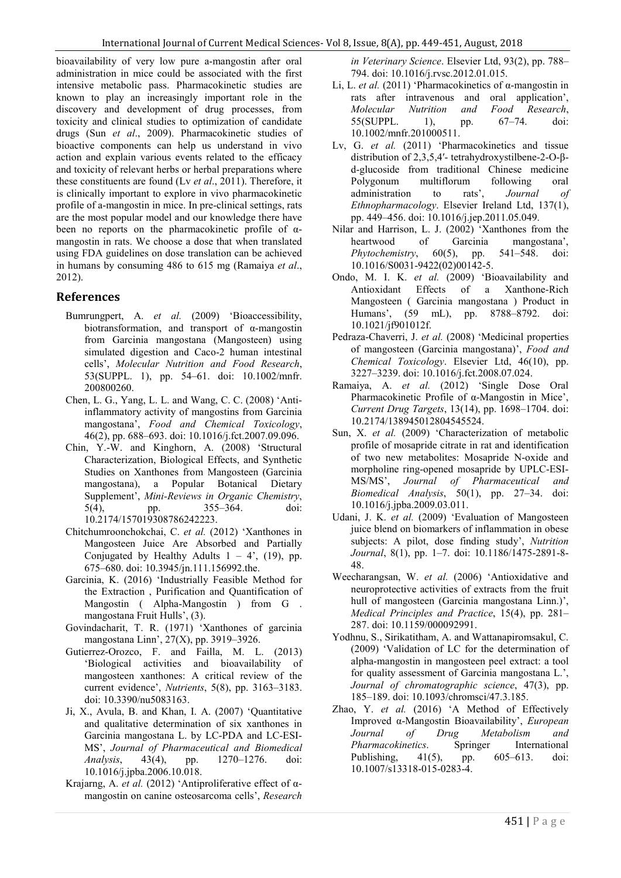bioavailability of very low pure a-mangostin after oral administration in mice could be associated with the first intensive metabolic pass. Pharmacokinetic studies are known to play an increasingly important role in the discovery and development of drug processes, from toxicity and clinical studies to optimization of candidate drugs (Sun *et al*., 2009). Pharmacokinetic studies of bioactive components can help us understand in vivo action and explain various events related to the efficacy and toxicity of relevant herbs or herbal preparations where these constituents are found (Lv *et al*., 2011). Therefore, it is clinically important to explore in vivo pharmacokinetic profile of a-mangostin in mice. In pre-clinical settings, rats are the most popular model and our knowledge there have been no reports on the pharmacokinetic profile of α-mangostin in rats. We choose a dose that when translated using FDA guidelines on dose translation can be achieved in humans by consuming 486 to 615 mg (Ramaiya *et al*., 2012).

## References

- Bumrungpert, A. *et al.* (2009) 'Bioaccessibility, biotransformation, and transport of α-mangostin from Garcinia mangostana (Mangosteen) using simulated digestion and Caco-2 human intestinal cells', *Molecular Nutrition and Food Research*, 53(SUPPL. 1), pp. 54–61. doi: 10.1002/mnfr.200800260.
- Chen, L. G., Yang, L. L. and Wang, C. C. (2008) 'Anti-inflammatory activity of mangostins from Garcinia mangostana', *Food and Chemical Toxicology*, 46(2), pp. 688–693. doi: 10.1016/j.fct.2007.09.096.
- Chin, Y.-W. and Kinghorn, A. (2008) 'Structural Characterization, Biological Effects, and Synthetic Studies on Xanthones from Mangosteen (Garcinia mangostana), a Popular Botanical Dietary Supplement', *Mini-Reviews in Organic Chemistry*, 5(4), pp. 355–364. doi: 10.2174/157019308786242223.
- Chitchumroonchokchai, C. *et al.* (2012) 'Xanthones in Mangosteen Juice Are Absorbed and Partially Conjugated by Healthy Adults 1 – 4', (19), pp. 675–680. doi: 10.3945/jn.111.156992.the.
- Garcinia, K. (2016) 'Industrially Feasible Method for the Extraction , Purification and Quantification of Mangostin ( Alpha-Mangostin ) from G . mangostana Fruit Hulls', (3).
- Govindacharit, T. R. (1971) 'Xanthones of garcinia mangostana Linn', 27(X), pp. 3919–3926.
- Gutierrez-Orozco, F. and Failla, M. L. (2013) 'Biological activities and bioavailability of mangosteen xanthones: A critical review of the current evidence', *Nutrients*, 5(8), pp. 3163–3183. doi: 10.3390/nu5083163.
- Ji, X., Avula, B. and Khan, I. A. (2007) 'Quantitative and qualitative determination of six xanthones in Garcinia mangostana L. by LC-PDA and LC-ESI-MS', *Journal of Pharmaceutical and Biomedical Analysis*, 43(4), pp. 1270–1276. doi: 10.1016/j.jpba.2006.10.018.
- Krajarng, A. *et al.* (2012) 'Antiproliferative effect of α-mangostin on canine osteosarcoma cells', *Research in Veterinary Science*. Elsevier Ltd, 93(2), pp. 788–794. doi: 10.1016/j.rvsc.2012.01.015.
- Li, L. *et al.* (2011) 'Pharmacokinetics of α-mangostin in rats after intravenous and oral application', *Molecular Nutrition and Food Research*, 55(SUPPL. 1), pp. 67–74. doi: 10.1002/mnfr.201000511.
- Lv, G. *et al.* (2011) 'Pharmacokinetics and tissue distribution of 2,3,5,4′- tetrahydroxystilbene-2-O-β-d-glucoside from traditional Chinese medicine Polygonum multiflorum following oral administration to rats', *Journal of Ethnopharmacology*. Elsevier Ireland Ltd, 137(1), pp. 449–456. doi: 10.1016/j.jep.2011.05.049.
- Nilar and Harrison, L. J. (2002) 'Xanthones from the heartwood of Garcinia mangostana', *Phytochemistry*, 60(5), pp. 541–548. doi: 10.1016/S0031-9422(02)00142-5.
- Ondo, M. I. K. *et al.* (2009) 'Bioavailability and Antioxidant Effects of a Xanthone-Rich Mangosteen ( Garcinia mangostana ) Product in Humans', (59 mL), pp. 8788–8792. doi: 10.1021/jf901012f.
- Pedraza-Chaverri, J. *et al.* (2008) 'Medicinal properties of mangosteen (Garcinia mangostana)', *Food and Chemical Toxicology*. Elsevier Ltd, 46(10), pp. 3227–3239. doi: 10.1016/j.fct.2008.07.024.
- Ramaiya, A. *et al.* (2012) 'Single Dose Oral Pharmacokinetic Profile of α-Mangostin in Mice', *Current Drug Targets*, 13(14), pp. 1698–1704. doi: 10.2174/138945012804545524.
- Sun, X. *et al.* (2009) 'Characterization of metabolic profile of mosapride citrate in rat and identification of two new metabolites: Mosapride N-oxide and morpholine ring-opened mosapride by UPLC-ESI-MS/MS', *Journal of Pharmaceutical and Biomedical Analysis*, 50(1), pp. 27–34. doi: 10.1016/j.jpba.2009.03.011.
- Udani, J. K. *et al.* (2009) 'Evaluation of Mangosteen juice blend on biomarkers of inflammation in obese subjects: A pilot, dose finding study', *Nutrition Journal*, 8(1), pp. 1–7. doi: 10.1186/1475-2891-8-48.
- Weecharangsan, W. *et al.* (2006) 'Antioxidative and neuroprotective activities of extracts from the fruit hull of mangosteen (Garcinia mangostana Linn.)', *Medical Principles and Practice*, 15(4), pp. 281–287. doi: 10.1159/000092991.
- Yodhnu, S., Sirikatitham, A. and Wattanapiromsakul, C. (2009) 'Validation of LC for the determination of alpha-mangostin in mangosteen peel extract: a tool for quality assessment of Garcinia mangostana L.', *Journal of chromatographic science*, 47(3), pp. 185–189. doi: 10.1093/chromsci/47.3.185.
- Zhao, Y. *et al.* (2016) 'A Method of Effectively Improved α-Mangostin Bioavailability', *European Journal of Drug Metabolism and Pharmacokinetics*. Springer International Publishing, 41(5), pp. 605–613. doi: 10.1007/s13318-015-0283-4.